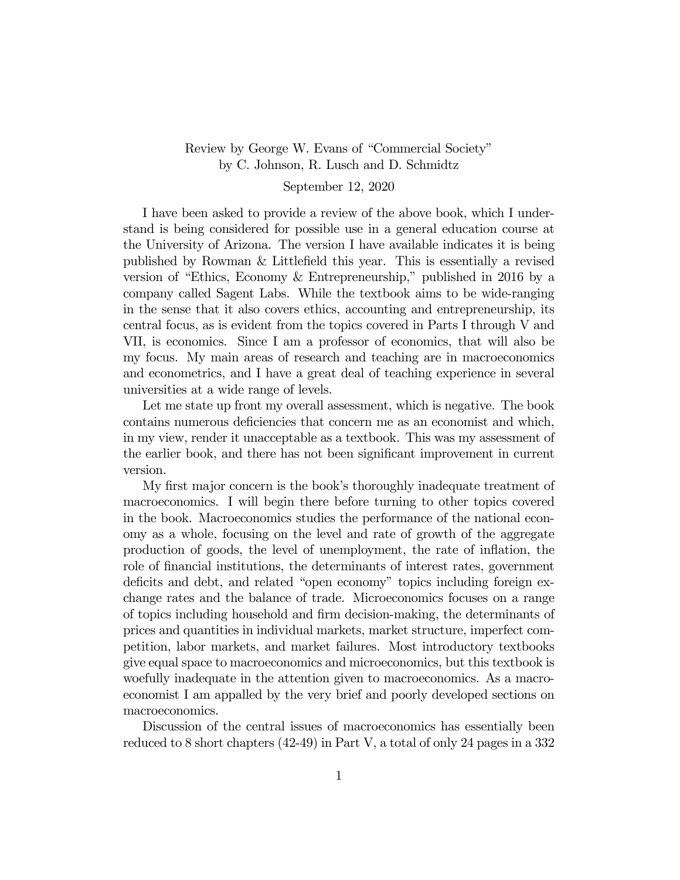Review by George W. Evans of "Commercial Society" by C. Johnson, R. Lusch and D. Schmidtz

September 12, 2020

I have been asked to provide a review of the above book, which I understand is being considered for possible use in a general education course at the University of Arizona. The version I have available indicates it is being published by Rowman & Littlefield this year. This is essentially a revised version of "Ethics, Economy & Entrepreneurship," published in 2016 by a company called Sagent Labs. While the textbook aims to be wide-ranging in the sense that it also covers ethics, accounting and entrepreneurship, its central focus, as is evident from the topics covered in Parts I through V and VII, is economics. Since I am a professor of economics, that will also be my focus. My main areas of research and teaching are in macroeconomics and econometrics, and I have a great deal of teaching experience in several universities at a wide range of levels.

Let me state up front my overall assessment, which is negative. The book contains numerous deficiencies that concern me as an economist and which, in my view, render it unacceptable as a textbook. This was my assessment of the earlier book, and there has not been significant improvement in current version.

My first major concern is the book's thoroughly inadequate treatment of macroeconomics. I will begin there before turning to other topics covered in the book. Macroeconomics studies the performance of the national economy as a whole, focusing on the level and rate of growth of the aggregate production of goods, the level of unemployment, the rate of inflation, the role of financial institutions, the determinants of interest rates, government deficits and debt, and related "open economy" topics including foreign exchange rates and the balance of trade. Microeconomics focuses on a range of topics including household and firm decision-making, the determinants of prices and quantities in individual markets, market structure, imperfect competition, labor markets, and market failures. Most introductory textbooks give equal space to macroeconomics and microeconomics, but this textbook is woefully inadequate in the attention given to macroeconomics. As a macroeconomist I am appalled by the very brief and poorly developed sections on macroeconomics.

Discussion of the central issues of macroeconomics has essentially been reduced to 8 short chapters (42-49) in Part V, a total of only 24 pages in a 332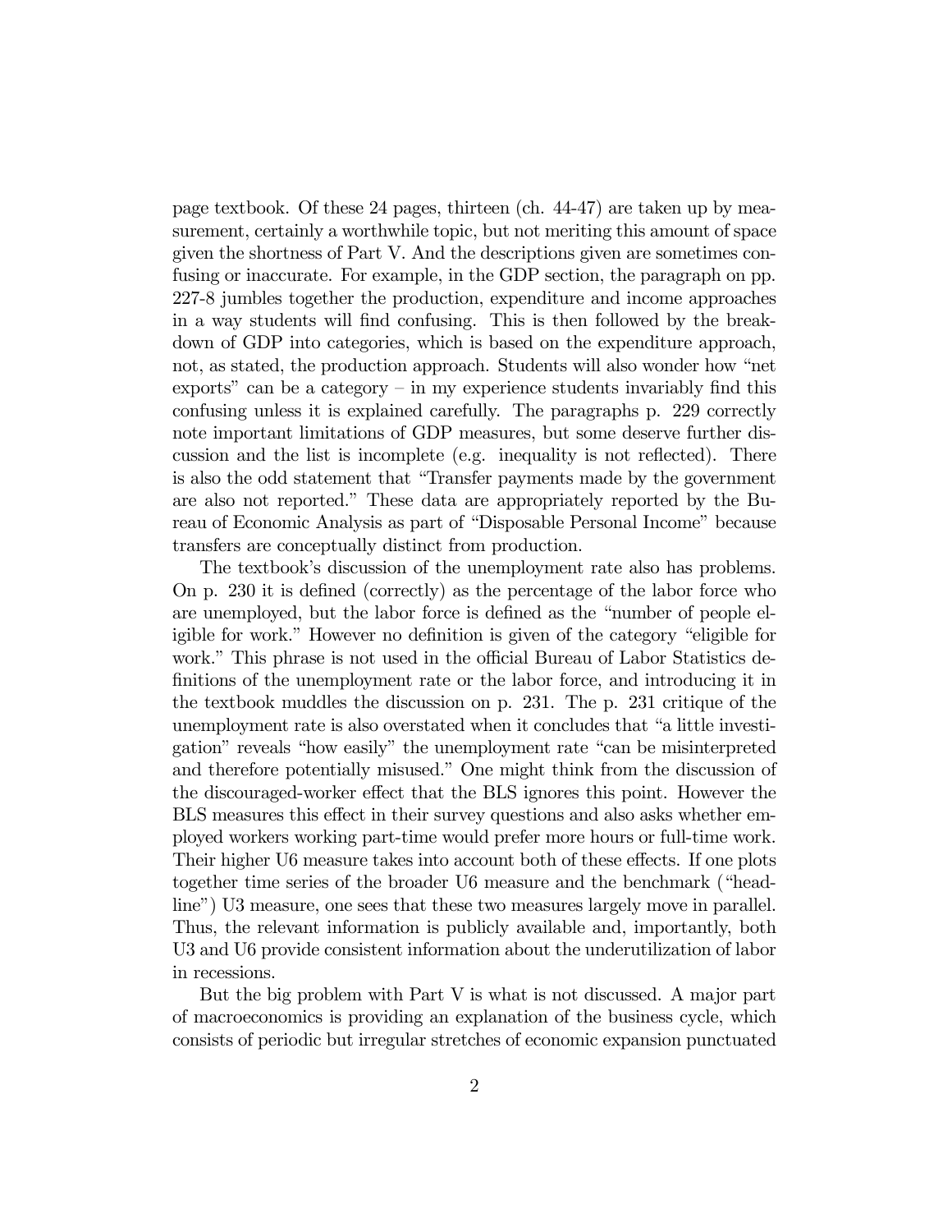page textbook. Of these 24 pages, thirteen (ch. 44-47) are taken up by measurement, certainly a worthwhile topic, but not meriting this amount of space given the shortness of Part V. And the descriptions given are sometimes confusing or inaccurate. For example, in the GDP section, the paragraph on pp. 227-8 jumbles together the production, expenditure and income approaches in a way students will find confusing. This is then followed by the breakdown of GDP into categories, which is based on the expenditure approach, not, as stated, the production approach. Students will also wonder how "net exports" can be a category – in my experience students invariably find this confusing unless it is explained carefully. The paragraphs p. 229 correctly note important limitations of GDP measures, but some deserve further discussion and the list is incomplete (e.g. inequality is not reflected). There is also the odd statement that "Transfer payments made by the government are also not reported." These data are appropriately reported by the Bureau of Economic Analysis as part of "Disposable Personal Income" because transfers are conceptually distinct from production.

The textbook's discussion of the unemployment rate also has problems. On p. 230 it is defined (correctly) as the percentage of the labor force who are unemployed, but the labor force is defined as the "number of people eligible for work." However no definition is given of the category "eligible for work." This phrase is not used in the official Bureau of Labor Statistics definitions of the unemployment rate or the labor force, and introducing it in the textbook muddles the discussion on p. 231. The p. 231 critique of the unemployment rate is also overstated when it concludes that "a little investigation" reveals "how easily" the unemployment rate "can be misinterpreted and therefore potentially misused." One might think from the discussion of the discouraged-worker effect that the BLS ignores this point. However the BLS measures this effect in their survey questions and also asks whether employed workers working part-time would prefer more hours or full-time work. Their higher U6 measure takes into account both of these effects. If one plots together time series of the broader U6 measure and the benchmark ("headline") U3 measure, one sees that these two measures largely move in parallel. Thus, the relevant information is publicly available and, importantly, both U3 and U6 provide consistent information about the underutilization of labor in recessions.

But the big problem with Part V is what is not discussed. A major part of macroeconomics is providing an explanation of the business cycle, which consists of periodic but irregular stretches of economic expansion punctuated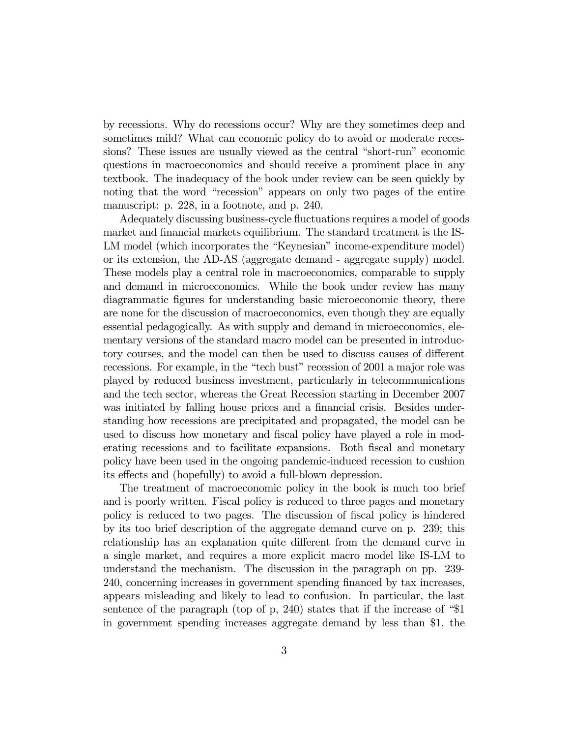by recessions. Why do recessions occur? Why are they sometimes deep and sometimes mild? What can economic policy do to avoid or moderate recessions? These issues are usually viewed as the central "short-run" economic questions in macroeconomics and should receive a prominent place in any textbook. The inadequacy of the book under review can be seen quickly by noting that the word "recession" appears on only two pages of the entire manuscript: p. 228, in a footnote, and p. 240.

Adequately discussing business-cycle fluctuations requires a model of goods market and financial markets equilibrium. The standard treatment is the IS-LM model (which incorporates the "Keynesian" income-expenditure model) or its extension, the AD-AS (aggregate demand - aggregate supply) model. These models play a central role in macroeconomics, comparable to supply and demand in microeconomics. While the book under review has many diagrammatic figures for understanding basic microeconomic theory, there are none for the discussion of macroeconomics, even though they are equally essential pedagogically. As with supply and demand in microeconomics, elementary versions of the standard macro model can be presented in introductory courses, and the model can then be used to discuss causes of different recessions. For example, in the "tech bust" recession of 2001 a major role was played by reduced business investment, particularly in telecommunications and the tech sector, whereas the Great Recession starting in December 2007 was initiated by falling house prices and a financial crisis. Besides understanding how recessions are precipitated and propagated, the model can be used to discuss how monetary and fiscal policy have played a role in moderating recessions and to facilitate expansions. Both fiscal and monetary policy have been used in the ongoing pandemic-induced recession to cushion its effects and (hopefully) to avoid a full-blown depression.

The treatment of macroeconomic policy in the book is much too brief and is poorly written. Fiscal policy is reduced to three pages and monetary policy is reduced to two pages. The discussion of fiscal policy is hindered by its too brief description of the aggregate demand curve on p. 239; this relationship has an explanation quite different from the demand curve in a single market, and requires a more explicit macro model like IS-LM to understand the mechanism. The discussion in the paragraph on pp. 239-240, concerning increases in government spending financed by tax increases, appears misleading and likely to lead to confusion. In particular, the last sentence of the paragraph (top of p, 240) states that if the increase of "$1 in government spending increases aggregate demand by less than $1, the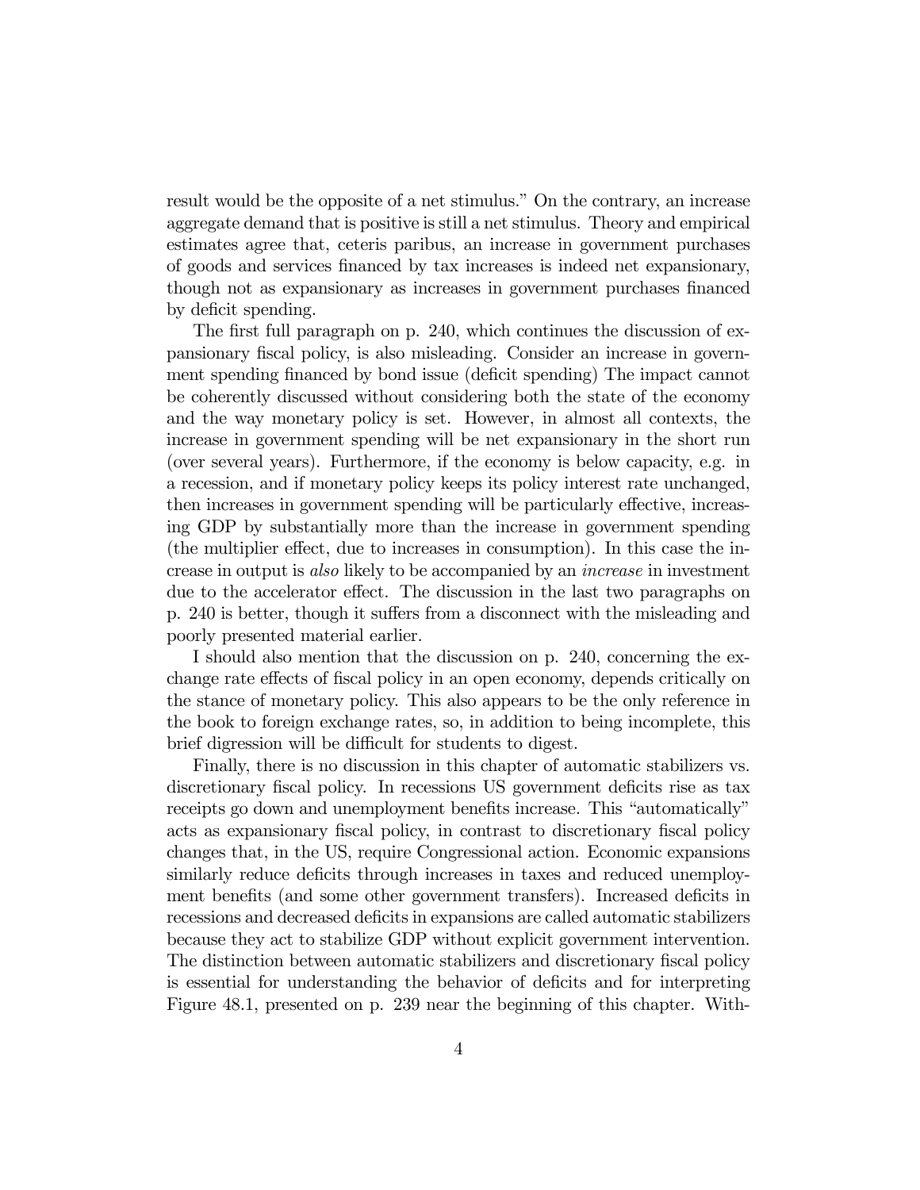result would be the opposite of a net stimulus." On the contrary, an increase aggregate demand that is positive is still a net stimulus. Theory and empirical estimates agree that, ceteris paribus, an increase in government purchases of goods and services financed by tax increases is indeed net expansionary, though not as expansionary as increases in government purchases financed by deficit spending.

The first full paragraph on p. 240, which continues the discussion of expansionary fiscal policy, is also misleading. Consider an increase in government spending financed by bond issue (deficit spending) The impact cannot be coherently discussed without considering both the state of the economy and the way monetary policy is set. However, in almost all contexts, the increase in government spending will be net expansionary in the short run (over several years). Furthermore, if the economy is below capacity, e.g. in a recession, and if monetary policy keeps its policy interest rate unchanged, then increases in government spending will be particularly effective, increasing GDP by substantially more than the increase in government spending (the multiplier effect, due to increases in consumption). In this case the increase in output is *also* likely to be accompanied by an *increase* in investment due to the accelerator effect. The discussion in the last two paragraphs on p. 240 is better, though it suffers from a disconnect with the misleading and poorly presented material earlier.

I should also mention that the discussion on p. 240, concerning the exchange rate effects of fiscal policy in an open economy, depends critically on the stance of monetary policy. This also appears to be the only reference in the book to foreign exchange rates, so, in addition to being incomplete, this brief digression will be difficult for students to digest.

Finally, there is no discussion in this chapter of automatic stabilizers vs. discretionary fiscal policy. In recessions US government deficits rise as tax receipts go down and unemployment benefits increase. This "automatically" acts as expansionary fiscal policy, in contrast to discretionary fiscal policy changes that, in the US, require Congressional action. Economic expansions similarly reduce deficits through increases in taxes and reduced unemployment benefits (and some other government transfers). Increased deficits in recessions and decreased deficits in expansions are called automatic stabilizers because they act to stabilize GDP without explicit government intervention. The distinction between automatic stabilizers and discretionary fiscal policy is essential for understanding the behavior of deficits and for interpreting Figure 48.1, presented on p. 239 near the beginning of this chapter. With-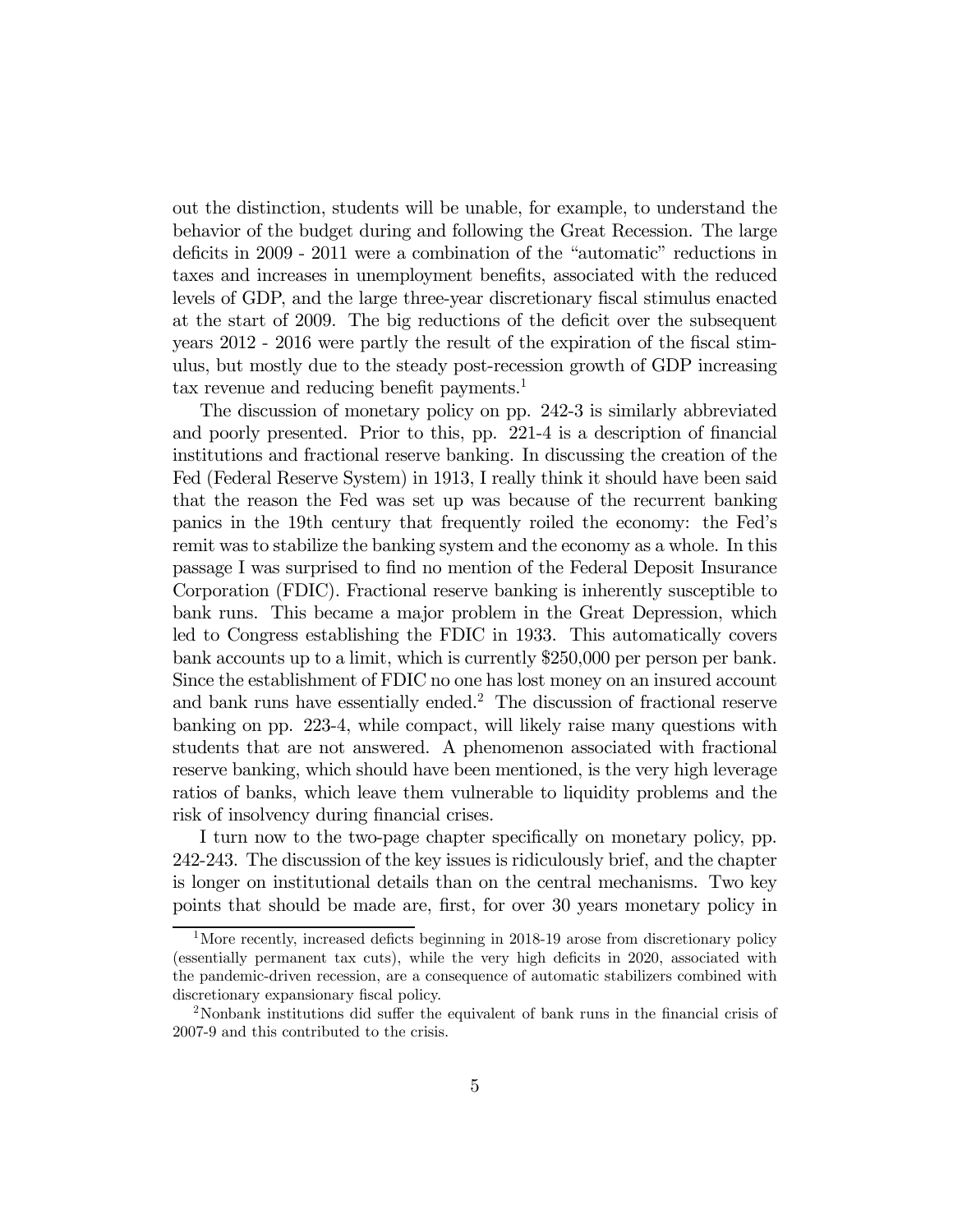out the distinction, students will be unable, for example, to understand the behavior of the budget during and following the Great Recession. The large deficits in 2009 - 2011 were a combination of the "automatic" reductions in taxes and increases in unemployment benefits, associated with the reduced levels of GDP, and the large three-year discretionary fiscal stimulus enacted at the start of 2009. The big reductions of the deficit over the subsequent years 2012 - 2016 were partly the result of the expiration of the fiscal stimulus, but mostly due to the steady post-recession growth of GDP increasing tax revenue and reducing benefit payments.[1]

The discussion of monetary policy on pp. 242-3 is similarly abbreviated and poorly presented. Prior to this, pp. 221-4 is a description of financial institutions and fractional reserve banking. In discussing the creation of the Fed (Federal Reserve System) in 1913, I really think it should have been said that the reason the Fed was set up was because of the recurrent banking panics in the 19th century that frequently roiled the economy: the Fed's remit was to stabilize the banking system and the economy as a whole. In this passage I was surprised to find no mention of the Federal Deposit Insurance Corporation (FDIC). Fractional reserve banking is inherently susceptible to bank runs. This became a major problem in the Great Depression, which led to Congress establishing the FDIC in 1933. This automatically covers bank accounts up to a limit, which is currently \$250,000 per person per bank. Since the establishment of FDIC no one has lost money on an insured account and bank runs have essentially ended.[2] The discussion of fractional reserve banking on pp. 223-4, while compact, will likely raise many questions with students that are not answered. A phenomenon associated with fractional reserve banking, which should have been mentioned, is the very high leverage ratios of banks, which leave them vulnerable to liquidity problems and the risk of insolvency during financial crises.

I turn now to the two-page chapter specifically on monetary policy, pp. 242-243. The discussion of the key issues is ridiculously brief, and the chapter is longer on institutional details than on the central mechanisms. Two key points that should be made are, first, for over 30 years monetary policy in

---

[1] More recently, increased defcits beginning in 2018-19 arose from discretionary policy (essentially permanent tax cuts), while the very high deficits in 2020, associated with the pandemic-driven recession, are a consequence of automatic stabilizers combined with discretionary expansionary fiscal policy.

[2] Nonbank institutions did suffer the equivalent of bank runs in the financial crisis of 2007-9 and this contributed to the crisis.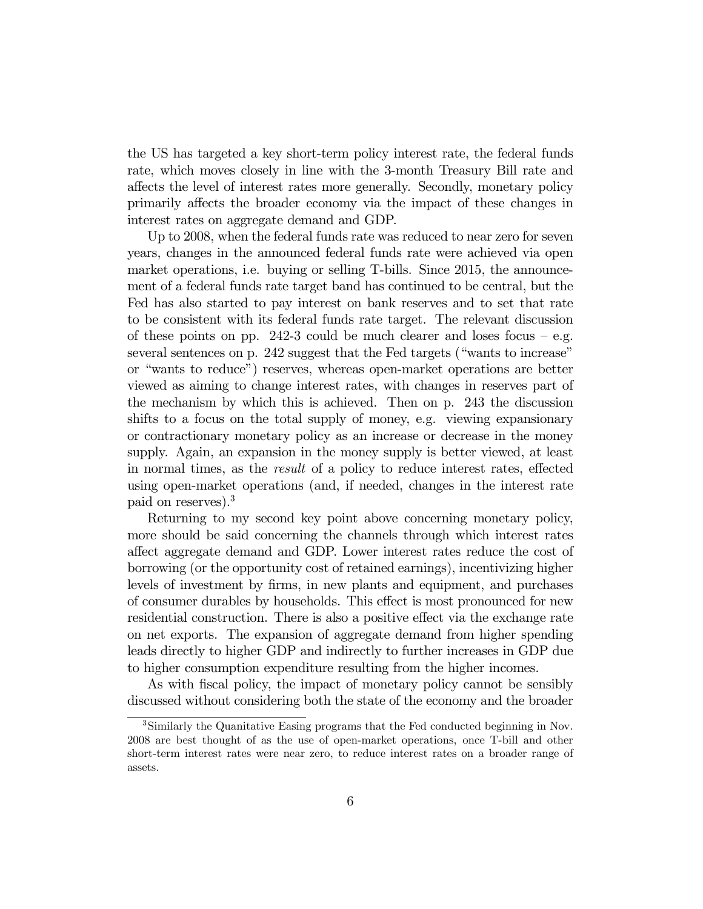the US has targeted a key short-term policy interest rate, the federal funds rate, which moves closely in line with the 3-month Treasury Bill rate and affects the level of interest rates more generally. Secondly, monetary policy primarily affects the broader economy via the impact of these changes in interest rates on aggregate demand and GDP.

Up to 2008, when the federal funds rate was reduced to near zero for seven years, changes in the announced federal funds rate were achieved via open market operations, i.e. buying or selling T-bills. Since 2015, the announcement of a federal funds rate target band has continued to be central, but the Fed has also started to pay interest on bank reserves and to set that rate to be consistent with its federal funds rate target. The relevant discussion of these points on pp. 242-3 could be much clearer and loses focus – e.g. several sentences on p. 242 suggest that the Fed targets ("wants to increase" or "wants to reduce") reserves, whereas open-market operations are better viewed as aiming to change interest rates, with changes in reserves part of the mechanism by which this is achieved. Then on p. 243 the discussion shifts to a focus on the total supply of money, e.g. viewing expansionary or contractionary monetary policy as an increase or decrease in the money supply. Again, an expansion in the money supply is better viewed, at least in normal times, as the *result* of a policy to reduce interest rates, effected using open-market operations (and, if needed, changes in the interest rate paid on reserves).[3]

Returning to my second key point above concerning monetary policy, more should be said concerning the channels through which interest rates affect aggregate demand and GDP. Lower interest rates reduce the cost of borrowing (or the opportunity cost of retained earnings), incentivizing higher levels of investment by firms, in new plants and equipment, and purchases of consumer durables by households. This effect is most pronounced for new residential construction. There is also a positive effect via the exchange rate on net exports. The expansion of aggregate demand from higher spending leads directly to higher GDP and indirectly to further increases in GDP due to higher consumption expenditure resulting from the higher incomes.

As with fiscal policy, the impact of monetary policy cannot be sensibly discussed without considering both the state of the economy and the broader

[3] Similarly the Quanitative Easing programs that the Fed conducted beginning in Nov. 2008 are best thought of as the use of open-market operations, once T-bill and other short-term interest rates were near zero, to reduce interest rates on a broader range of assets.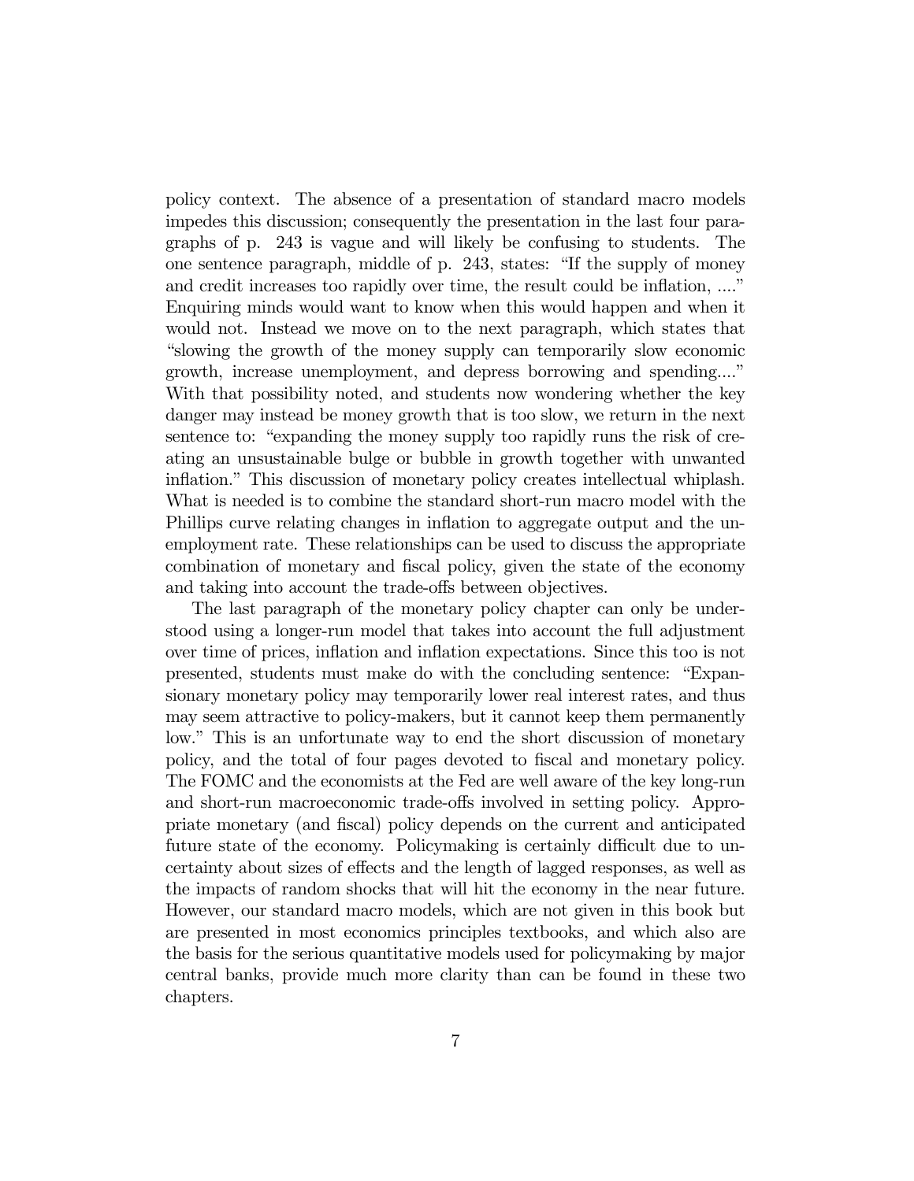policy context. The absence of a presentation of standard macro models impedes this discussion; consequently the presentation in the last four paragraphs of p. 243 is vague and will likely be confusing to students. The one sentence paragraph, middle of p. 243, states: "If the supply of money and credit increases too rapidly over time, the result could be inflation, ...." Enquiring minds would want to know when this would happen and when it would not. Instead we move on to the next paragraph, which states that "slowing the growth of the money supply can temporarily slow economic growth, increase unemployment, and depress borrowing and spending...." With that possibility noted, and students now wondering whether the key danger may instead be money growth that is too slow, we return in the next sentence to: "expanding the money supply too rapidly runs the risk of creating an unsustainable bulge or bubble in growth together with unwanted inflation." This discussion of monetary policy creates intellectual whiplash. What is needed is to combine the standard short-run macro model with the Phillips curve relating changes in inflation to aggregate output and the unemployment rate. These relationships can be used to discuss the appropriate combination of monetary and fiscal policy, given the state of the economy and taking into account the trade-offs between objectives.

The last paragraph of the monetary policy chapter can only be understood using a longer-run model that takes into account the full adjustment over time of prices, inflation and inflation expectations. Since this too is not presented, students must make do with the concluding sentence: "Expansionary monetary policy may temporarily lower real interest rates, and thus may seem attractive to policy-makers, but it cannot keep them permanently low." This is an unfortunate way to end the short discussion of monetary policy, and the total of four pages devoted to fiscal and monetary policy. The FOMC and the economists at the Fed are well aware of the key long-run and short-run macroeconomic trade-offs involved in setting policy. Appropriate monetary (and fiscal) policy depends on the current and anticipated future state of the economy. Policymaking is certainly difficult due to uncertainty about sizes of effects and the length of lagged responses, as well as the impacts of random shocks that will hit the economy in the near future. However, our standard macro models, which are not given in this book but are presented in most economics principles textbooks, and which also are the basis for the serious quantitative models used for policymaking by major central banks, provide much more clarity than can be found in these two chapters.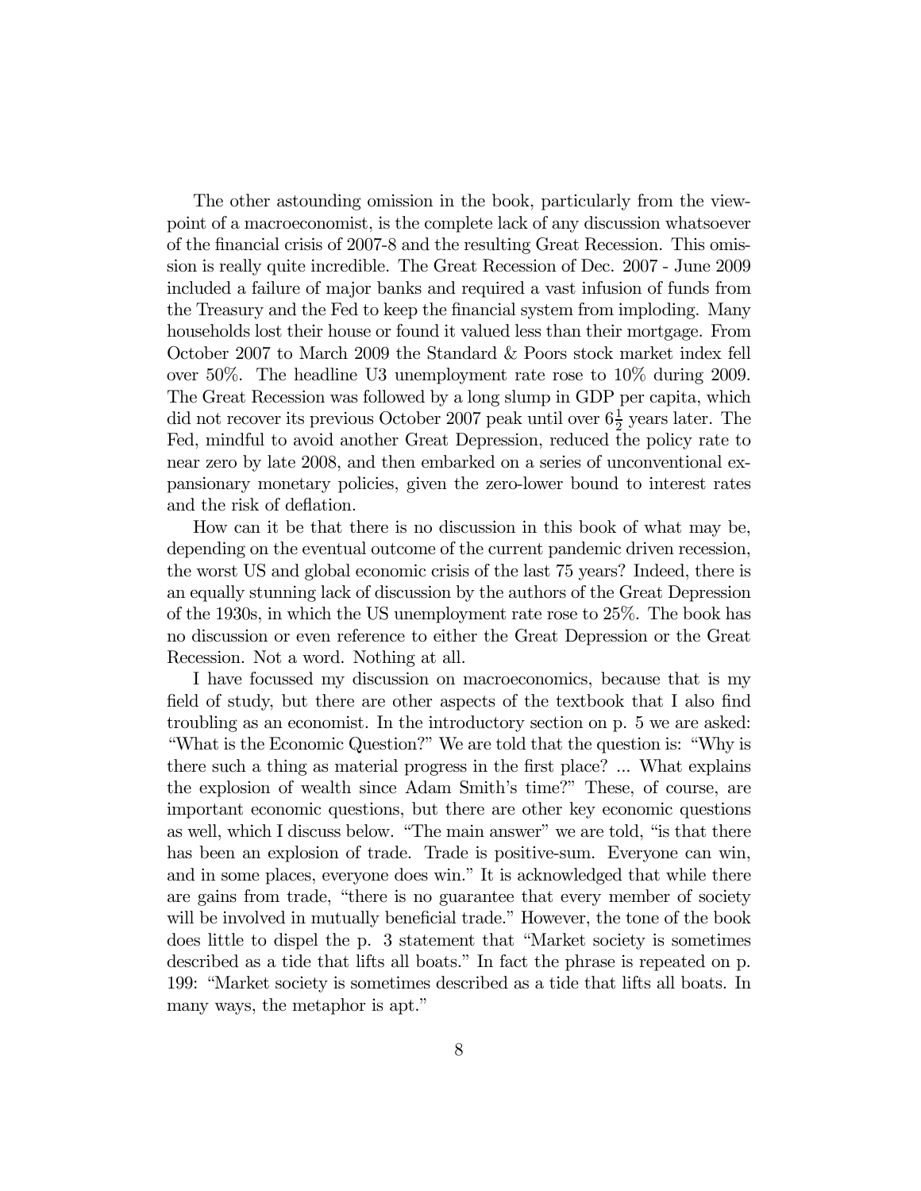The other astounding omission in the book, particularly from the viewpoint of a macroeconomist, is the complete lack of any discussion whatsoever of the financial crisis of 2007-8 and the resulting Great Recession. This omission is really quite incredible. The Great Recession of Dec. 2007 - June 2009 included a failure of major banks and required a vast infusion of funds from the Treasury and the Fed to keep the financial system from imploding. Many households lost their house or found it valued less than their mortgage. From October 2007 to March 2009 the Standard & Poors stock market index fell over 50%. The headline U3 unemployment rate rose to 10% during 2009. The Great Recession was followed by a long slump in GDP per capita, which did not recover its previous October 2007 peak until over $6\frac{1}{2}$ years later. The Fed, mindful to avoid another Great Depression, reduced the policy rate to near zero by late 2008, and then embarked on a series of unconventional expansionary monetary policies, given the zero-lower bound to interest rates and the risk of deflation.

How can it be that there is no discussion in this book of what may be, depending on the eventual outcome of the current pandemic driven recession, the worst US and global economic crisis of the last 75 years? Indeed, there is an equally stunning lack of discussion by the authors of the Great Depression of the 1930s, in which the US unemployment rate rose to 25%. The book has no discussion or even reference to either the Great Depression or the Great Recession. Not a word. Nothing at all.

I have focussed my discussion on macroeconomics, because that is my field of study, but there are other aspects of the textbook that I also find troubling as an economist. In the introductory section on p. 5 we are asked: "What is the Economic Question?" We are told that the question is: "Why is there such a thing as material progress in the first place? ... What explains the explosion of wealth since Adam Smith's time?" These, of course, are important economic questions, but there are other key economic questions as well, which I discuss below. "The main answer" we are told, "is that there has been an explosion of trade. Trade is positive-sum. Everyone can win, and in some places, everyone does win." It is acknowledged that while there are gains from trade, "there is no guarantee that every member of society will be involved in mutually beneficial trade." However, the tone of the book does little to dispel the p. 3 statement that "Market society is sometimes described as a tide that lifts all boats." In fact the phrase is repeated on p. 199: "Market society is sometimes described as a tide that lifts all boats. In many ways, the metaphor is apt."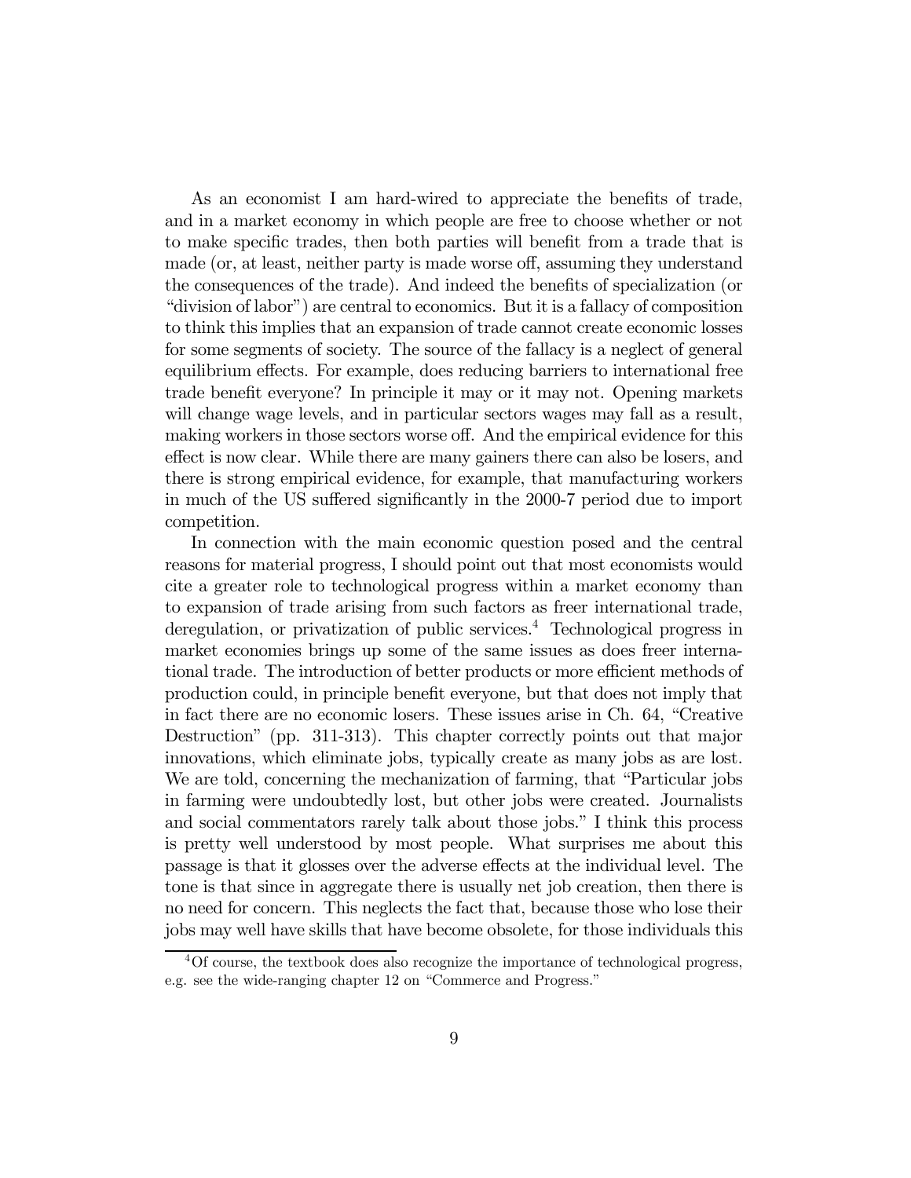As an economist I am hard-wired to appreciate the benefits of trade, and in a market economy in which people are free to choose whether or not to make specific trades, then both parties will benefit from a trade that is made (or, at least, neither party is made worse off, assuming they understand the consequences of the trade). And indeed the benefits of specialization (or "division of labor") are central to economics. But it is a fallacy of composition to think this implies that an expansion of trade cannot create economic losses for some segments of society. The source of the fallacy is a neglect of general equilibrium effects. For example, does reducing barriers to international free trade benefit everyone? In principle it may or it may not. Opening markets will change wage levels, and in particular sectors wages may fall as a result, making workers in those sectors worse off. And the empirical evidence for this effect is now clear. While there are many gainers there can also be losers, and there is strong empirical evidence, for example, that manufacturing workers in much of the US suffered significantly in the 2000-7 period due to import competition.

In connection with the main economic question posed and the central reasons for material progress, I should point out that most economists would cite a greater role to technological progress within a market economy than to expansion of trade arising from such factors as freer international trade, deregulation, or privatization of public services.[4] Technological progress in market economies brings up some of the same issues as does freer international trade. The introduction of better products or more efficient methods of production could, in principle benefit everyone, but that does not imply that in fact there are no economic losers. These issues arise in Ch. 64, "Creative Destruction" (pp. 311-313). This chapter correctly points out that major innovations, which eliminate jobs, typically create as many jobs as are lost. We are told, concerning the mechanization of farming, that "Particular jobs in farming were undoubtedly lost, but other jobs were created. Journalists and social commentators rarely talk about those jobs." I think this process is pretty well understood by most people. What surprises me about this passage is that it glosses over the adverse effects at the individual level. The tone is that since in aggregate there is usually net job creation, then there is no need for concern. This neglects the fact that, because those who lose their jobs may well have skills that have become obsolete, for those individuals this

[4] Of course, the textbook does also recognize the importance of technological progress, e.g. see the wide-ranging chapter 12 on "Commerce and Progress."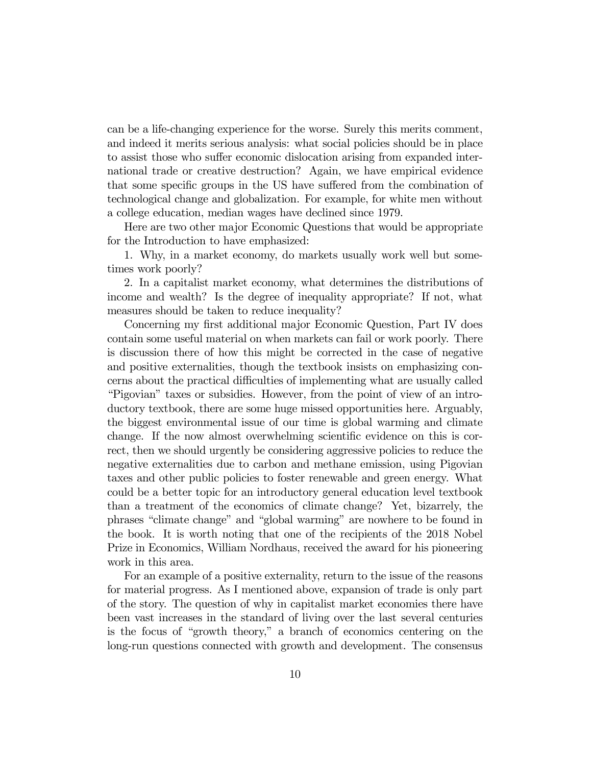can be a life-changing experience for the worse. Surely this merits comment, and indeed it merits serious analysis: what social policies should be in place to assist those who suffer economic dislocation arising from expanded international trade or creative destruction? Again, we have empirical evidence that some specific groups in the US have suffered from the combination of technological change and globalization. For example, for white men without a college education, median wages have declined since 1979.

Here are two other major Economic Questions that would be appropriate for the Introduction to have emphasized:

1. Why, in a market economy, do markets usually work well but sometimes work poorly?

2. In a capitalist market economy, what determines the distributions of income and wealth? Is the degree of inequality appropriate? If not, what measures should be taken to reduce inequality?

Concerning my first additional major Economic Question, Part IV does contain some useful material on when markets can fail or work poorly. There is discussion there of how this might be corrected in the case of negative and positive externalities, though the textbook insists on emphasizing concerns about the practical difficulties of implementing what are usually called "Pigovian" taxes or subsidies. However, from the point of view of an introductory textbook, there are some huge missed opportunities here. Arguably, the biggest environmental issue of our time is global warming and climate change. If the now almost overwhelming scientific evidence on this is correct, then we should urgently be considering aggressive policies to reduce the negative externalities due to carbon and methane emission, using Pigovian taxes and other public policies to foster renewable and green energy. What could be a better topic for an introductory general education level textbook than a treatment of the economics of climate change? Yet, bizarrely, the phrases "climate change" and "global warming" are nowhere to be found in the book. It is worth noting that one of the recipients of the 2018 Nobel Prize in Economics, William Nordhaus, received the award for his pioneering work in this area.

For an example of a positive externality, return to the issue of the reasons for material progress. As I mentioned above, expansion of trade is only part of the story. The question of why in capitalist market economies there have been vast increases in the standard of living over the last several centuries is the focus of "growth theory," a branch of economics centering on the long-run questions connected with growth and development. The consensus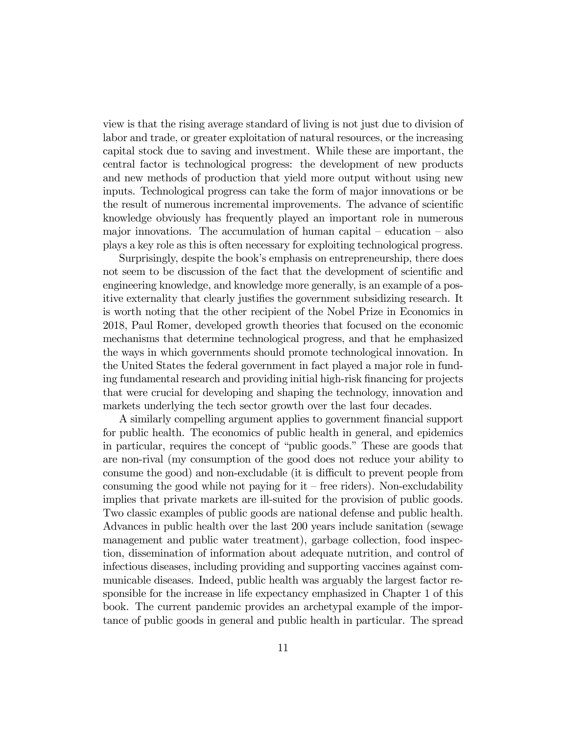view is that the rising average standard of living is not just due to division of labor and trade, or greater exploitation of natural resources, or the increasing capital stock due to saving and investment. While these are important, the central factor is technological progress: the development of new products and new methods of production that yield more output without using new inputs. Technological progress can take the form of major innovations or be the result of numerous incremental improvements. The advance of scientific knowledge obviously has frequently played an important role in numerous major innovations. The accumulation of human capital – education – also plays a key role as this is often necessary for exploiting technological progress.

Surprisingly, despite the book's emphasis on entrepreneurship, there does not seem to be discussion of the fact that the development of scientific and engineering knowledge, and knowledge more generally, is an example of a positive externality that clearly justifies the government subsidizing research. It is worth noting that the other recipient of the Nobel Prize in Economics in 2018, Paul Romer, developed growth theories that focused on the economic mechanisms that determine technological progress, and that he emphasized the ways in which governments should promote technological innovation. In the United States the federal government in fact played a major role in funding fundamental research and providing initial high-risk financing for projects that were crucial for developing and shaping the technology, innovation and markets underlying the tech sector growth over the last four decades.

A similarly compelling argument applies to government financial support for public health. The economics of public health in general, and epidemics in particular, requires the concept of "public goods." These are goods that are non-rival (my consumption of the good does not reduce your ability to consume the good) and non-excludable (it is difficult to prevent people from consuming the good while not paying for it – free riders). Non-excludability implies that private markets are ill-suited for the provision of public goods. Two classic examples of public goods are national defense and public health. Advances in public health over the last 200 years include sanitation (sewage management and public water treatment), garbage collection, food inspection, dissemination of information about adequate nutrition, and control of infectious diseases, including providing and supporting vaccines against communicable diseases. Indeed, public health was arguably the largest factor responsible for the increase in life expectancy emphasized in Chapter 1 of this book. The current pandemic provides an archetypal example of the importance of public goods in general and public health in particular. The spread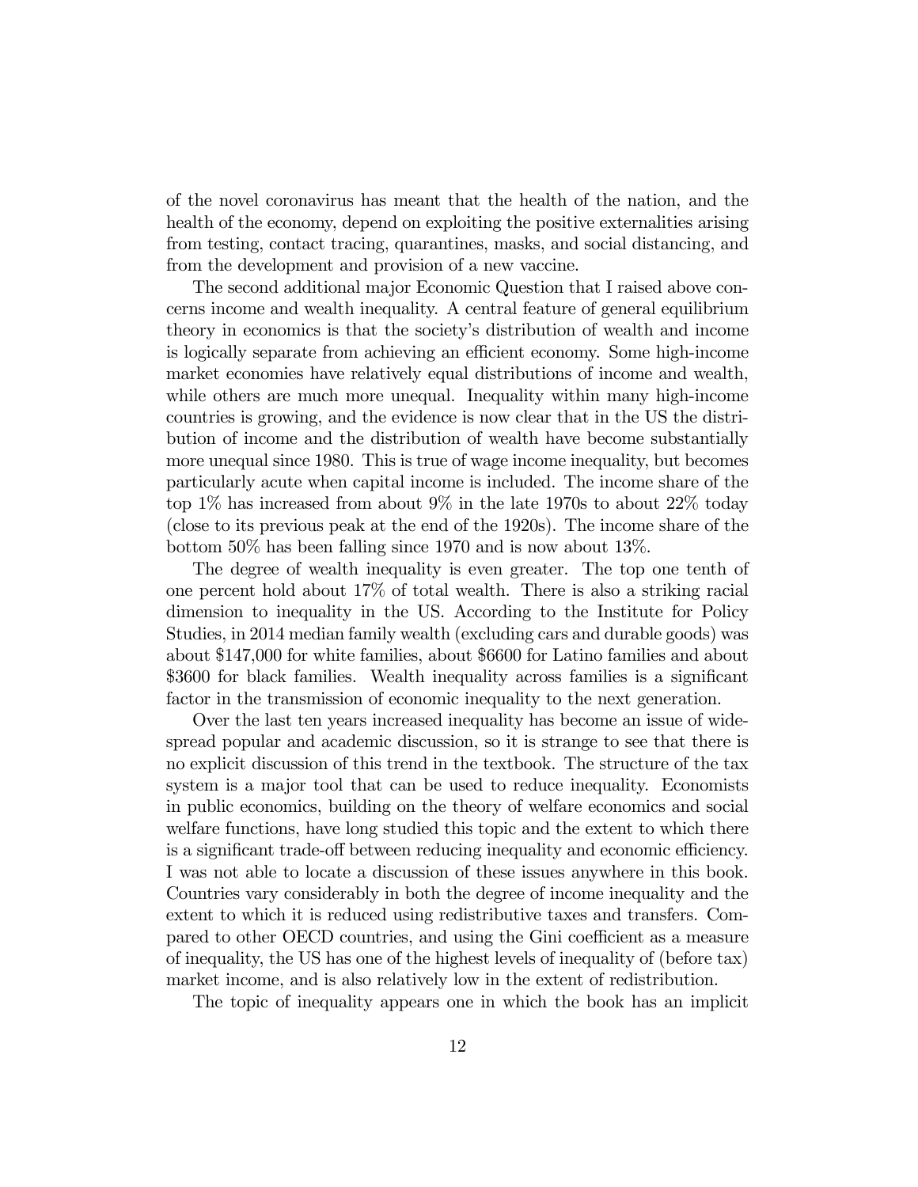of the novel coronavirus has meant that the health of the nation, and the health of the economy, depend on exploiting the positive externalities arising from testing, contact tracing, quarantines, masks, and social distancing, and from the development and provision of a new vaccine.

The second additional major Economic Question that I raised above concerns income and wealth inequality. A central feature of general equilibrium theory in economics is that the society's distribution of wealth and income is logically separate from achieving an efficient economy. Some high-income market economies have relatively equal distributions of income and wealth, while others are much more unequal. Inequality within many high-income countries is growing, and the evidence is now clear that in the US the distribution of income and the distribution of wealth have become substantially more unequal since 1980. This is true of wage income inequality, but becomes particularly acute when capital income is included. The income share of the top 1% has increased from about 9% in the late 1970s to about 22% today (close to its previous peak at the end of the 1920s). The income share of the bottom 50% has been falling since 1970 and is now about 13%.

The degree of wealth inequality is even greater. The top one tenth of one percent hold about 17% of total wealth. There is also a striking racial dimension to inequality in the US. According to the Institute for Policy Studies, in 2014 median family wealth (excluding cars and durable goods) was about $147,000 for white families, about $6600 for Latino families and about $3600 for black families. Wealth inequality across families is a significant factor in the transmission of economic inequality to the next generation.

Over the last ten years increased inequality has become an issue of widespread popular and academic discussion, so it is strange to see that there is no explicit discussion of this trend in the textbook. The structure of the tax system is a major tool that can be used to reduce inequality. Economists in public economics, building on the theory of welfare economics and social welfare functions, have long studied this topic and the extent to which there is a significant trade-off between reducing inequality and economic efficiency. I was not able to locate a discussion of these issues anywhere in this book. Countries vary considerably in both the degree of income inequality and the extent to which it is reduced using redistributive taxes and transfers. Compared to other OECD countries, and using the Gini coefficient as a measure of inequality, the US has one of the highest levels of inequality of (before tax) market income, and is also relatively low in the extent of redistribution.

The topic of inequality appears one in which the book has an implicit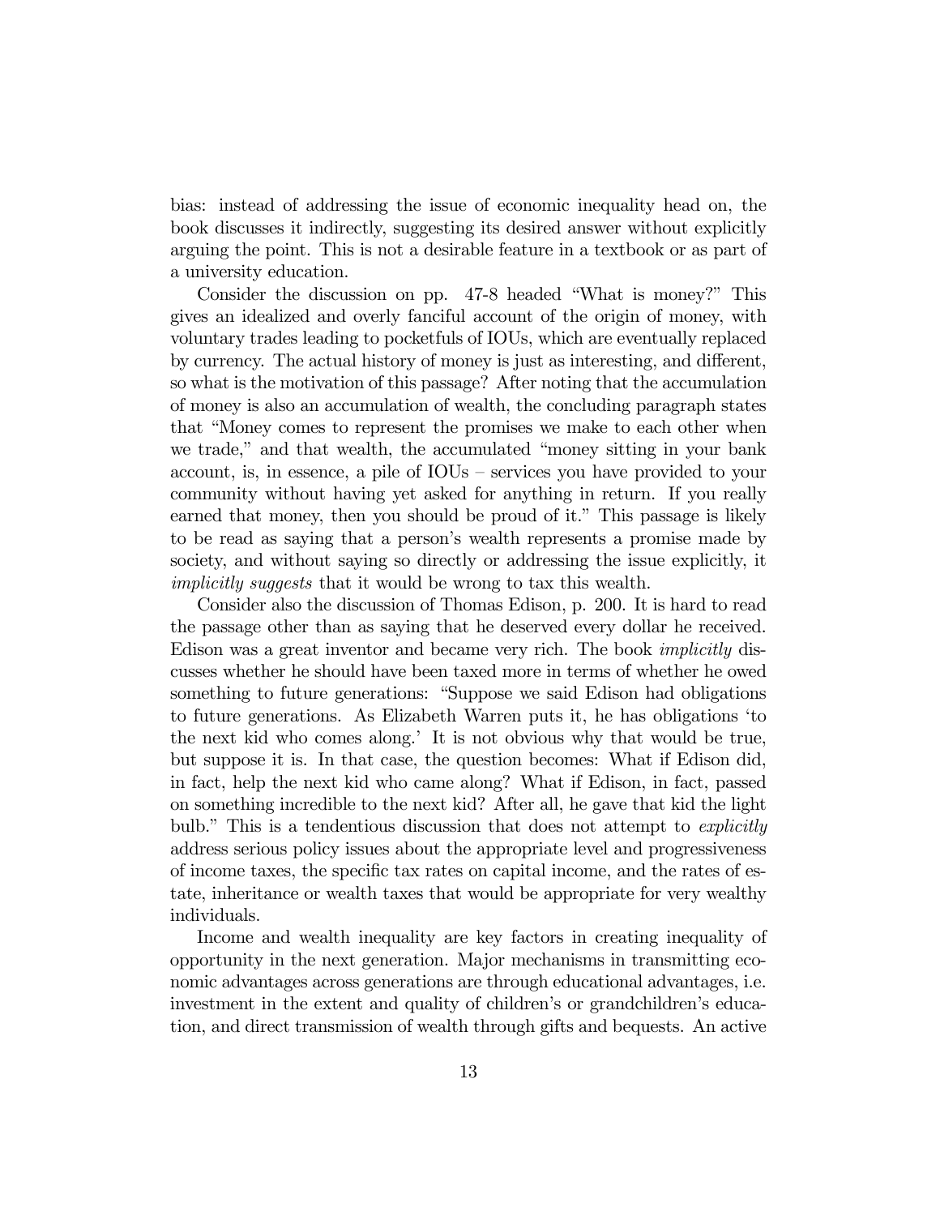bias: instead of addressing the issue of economic inequality head on, the book discusses it indirectly, suggesting its desired answer without explicitly arguing the point. This is not a desirable feature in a textbook or as part of a university education.

Consider the discussion on pp. 47-8 headed "What is money?" This gives an idealized and overly fanciful account of the origin of money, with voluntary trades leading to pocketfuls of IOUs, which are eventually replaced by currency. The actual history of money is just as interesting, and different, so what is the motivation of this passage? After noting that the accumulation of money is also an accumulation of wealth, the concluding paragraph states that "Money comes to represent the promises we make to each other when we trade," and that wealth, the accumulated "money sitting in your bank account, is, in essence, a pile of IOUs – services you have provided to your community without having yet asked for anything in return. If you really earned that money, then you should be proud of it." This passage is likely to be read as saying that a person's wealth represents a promise made by society, and without saying so directly or addressing the issue explicitly, it *implicitly suggests* that it would be wrong to tax this wealth.

Consider also the discussion of Thomas Edison, p. 200. It is hard to read the passage other than as saying that he deserved every dollar he received. Edison was a great inventor and became very rich. The book *implicitly* discusses whether he should have been taxed more in terms of whether he owed something to future generations: "Suppose we said Edison had obligations to future generations. As Elizabeth Warren puts it, he has obligations 'to the next kid who comes along.' It is not obvious why that would be true, but suppose it is. In that case, the question becomes: What if Edison did, in fact, help the next kid who came along? What if Edison, in fact, passed on something incredible to the next kid? After all, he gave that kid the light bulb." This is a tendentious discussion that does not attempt to *explicitly* address serious policy issues about the appropriate level and progressiveness of income taxes, the specific tax rates on capital income, and the rates of estate, inheritance or wealth taxes that would be appropriate for very wealthy individuals.

Income and wealth inequality are key factors in creating inequality of opportunity in the next generation. Major mechanisms in transmitting economic advantages across generations are through educational advantages, i.e. investment in the extent and quality of children's or grandchildren's education, and direct transmission of wealth through gifts and bequests. An active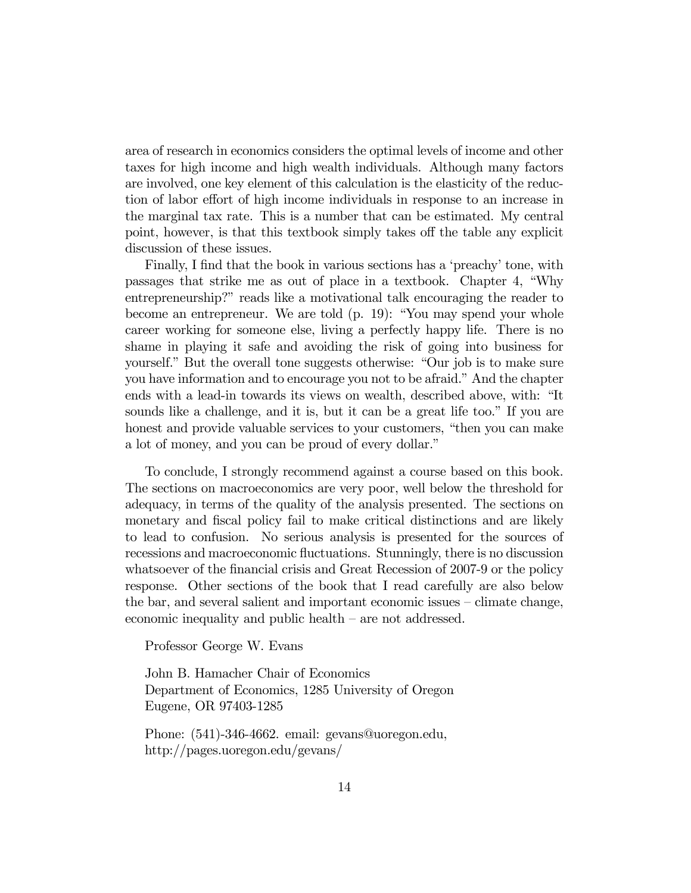area of research in economics considers the optimal levels of income and other taxes for high income and high wealth individuals. Although many factors are involved, one key element of this calculation is the elasticity of the reduction of labor effort of high income individuals in response to an increase in the marginal tax rate. This is a number that can be estimated. My central point, however, is that this textbook simply takes off the table any explicit discussion of these issues.

Finally, I find that the book in various sections has a 'preachy' tone, with passages that strike me as out of place in a textbook. Chapter 4, "Why entrepreneurship?" reads like a motivational talk encouraging the reader to become an entrepreneur. We are told (p. 19): "You may spend your whole career working for someone else, living a perfectly happy life. There is no shame in playing it safe and avoiding the risk of going into business for yourself." But the overall tone suggests otherwise: "Our job is to make sure you have information and to encourage you not to be afraid." And the chapter ends with a lead-in towards its views on wealth, described above, with: "It sounds like a challenge, and it is, but it can be a great life too." If you are honest and provide valuable services to your customers, "then you can make a lot of money, and you can be proud of every dollar."

To conclude, I strongly recommend against a course based on this book. The sections on macroeconomics are very poor, well below the threshold for adequacy, in terms of the quality of the analysis presented. The sections on monetary and fiscal policy fail to make critical distinctions and are likely to lead to confusion. No serious analysis is presented for the sources of recessions and macroeconomic fluctuations. Stunningly, there is no discussion whatsoever of the financial crisis and Great Recession of 2007-9 or the policy response. Other sections of the book that I read carefully are also below the bar, and several salient and important economic issues – climate change, economic inequality and public health – are not addressed.

Professor George W. Evans

John B. Hamacher Chair of Economics
Department of Economics, 1285 University of Oregon
Eugene, OR 97403-1285

Phone: (541)-346-4662. email: gevans@uoregon.edu,
http://pages.uoregon.edu/gevans/